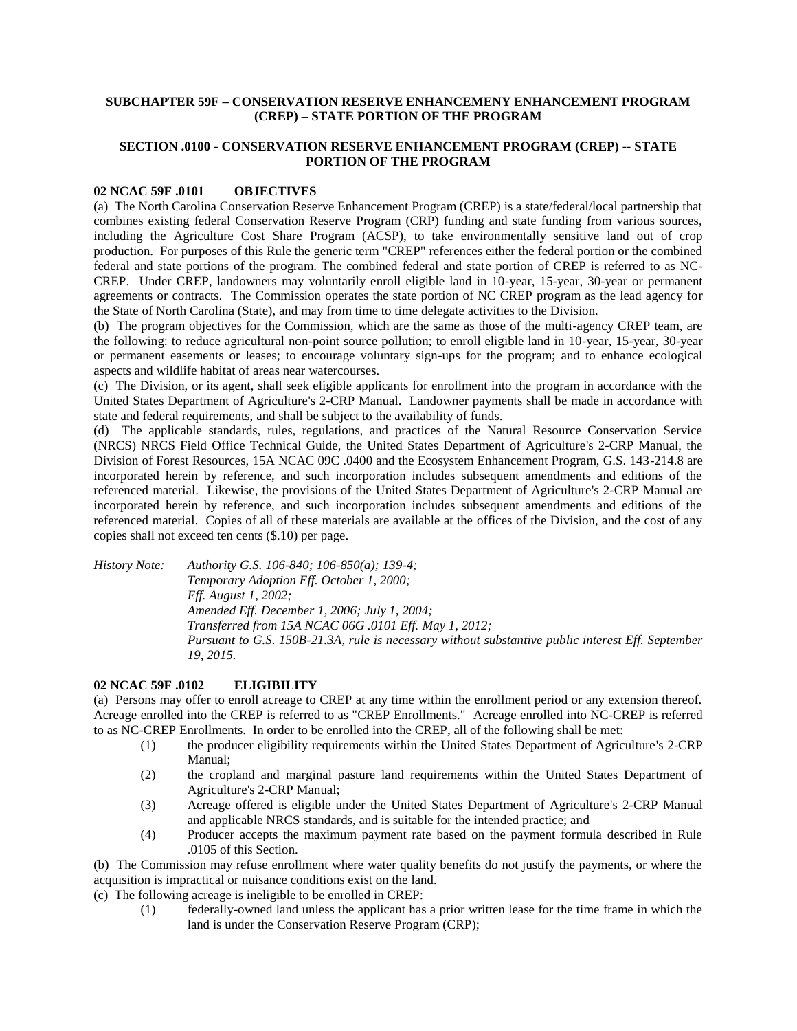# SUBCHAPTER 59F – CONSERVATION RESERVE ENHANCEMENY ENHANCEMENT PROGRAM (CREP) – STATE PORTION OF THE PROGRAM

## SECTION .0100 - CONSERVATION RESERVE ENHANCEMENT PROGRAM (CREP) -- STATE PORTION OF THE PROGRAM

### 02 NCAC 59F .0101 OBJECTIVES

(a) The North Carolina Conservation Reserve Enhancement Program (CREP) is a state/federal/local partnership that combines existing federal Conservation Reserve Program (CRP) funding and state funding from various sources, including the Agriculture Cost Share Program (ACSP), to take environmentally sensitive land out of crop production. For purposes of this Rule the generic term "CREP" references either the federal portion or the combined federal and state portions of the program. The combined federal and state portion of CREP is referred to as NC-CREP. Under CREP, landowners may voluntarily enroll eligible land in 10-year, 15-year, 30-year or permanent agreements or contracts. The Commission operates the state portion of NC CREP program as the lead agency for the State of North Carolina (State), and may from time to time delegate activities to the Division.

(b) The program objectives for the Commission, which are the same as those of the multi-agency CREP team, are the following: to reduce agricultural non-point source pollution; to enroll eligible land in 10-year, 15-year, 30-year or permanent easements or leases; to encourage voluntary sign-ups for the program; and to enhance ecological aspects and wildlife habitat of areas near watercourses.

(c) The Division, or its agent, shall seek eligible applicants for enrollment into the program in accordance with the United States Department of Agriculture's 2-CRP Manual. Landowner payments shall be made in accordance with state and federal requirements, and shall be subject to the availability of funds.

(d) The applicable standards, rules, regulations, and practices of the Natural Resource Conservation Service (NRCS) NRCS Field Office Technical Guide, the United States Department of Agriculture's 2-CRP Manual, the Division of Forest Resources, 15A NCAC 09C .0400 and the Ecosystem Enhancement Program, G.S. 143-214.8 are incorporated herein by reference, and such incorporation includes subsequent amendments and editions of the referenced material. Likewise, the provisions of the United States Department of Agriculture's 2-CRP Manual are incorporated herein by reference, and such incorporation includes subsequent amendments and editions of the referenced material. Copies of all of these materials are available at the offices of the Division, and the cost of any copies shall not exceed ten cents ($.10) per page.

*History Note: Authority G.S. 106-840; 106-850(a); 139-4;*
*Temporary Adoption Eff. October 1, 2000;*
*Eff. August 1, 2002;*
*Amended Eff. December 1, 2006; July 1, 2004;*
*Transferred from 15A NCAC 06G .0101 Eff. May 1, 2012;*
*Pursuant to G.S. 150B-21.3A, rule is necessary without substantive public interest Eff. September 19, 2015.*

### 02 NCAC 59F .0102 ELIGIBILITY

(a) Persons may offer to enroll acreage to CREP at any time within the enrollment period or any extension thereof. Acreage enrolled into the CREP is referred to as "CREP Enrollments." Acreage enrolled into NC-CREP is referred to as NC-CREP Enrollments. In order to be enrolled into the CREP, all of the following shall be met:

- (1) the producer eligibility requirements within the United States Department of Agriculture's 2-CRP Manual;
- (2) the cropland and marginal pasture land requirements within the United States Department of Agriculture's 2-CRP Manual;
- (3) Acreage offered is eligible under the United States Department of Agriculture's 2-CRP Manual and applicable NRCS standards, and is suitable for the intended practice; and
- (4) Producer accepts the maximum payment rate based on the payment formula described in Rule .0105 of this Section.

(b) The Commission may refuse enrollment where water quality benefits do not justify the payments, or where the acquisition is impractical or nuisance conditions exist on the land.

(c) The following acreage is ineligible to be enrolled in CREP:

- (1) federally-owned land unless the applicant has a prior written lease for the time frame in which the land is under the Conservation Reserve Program (CRP);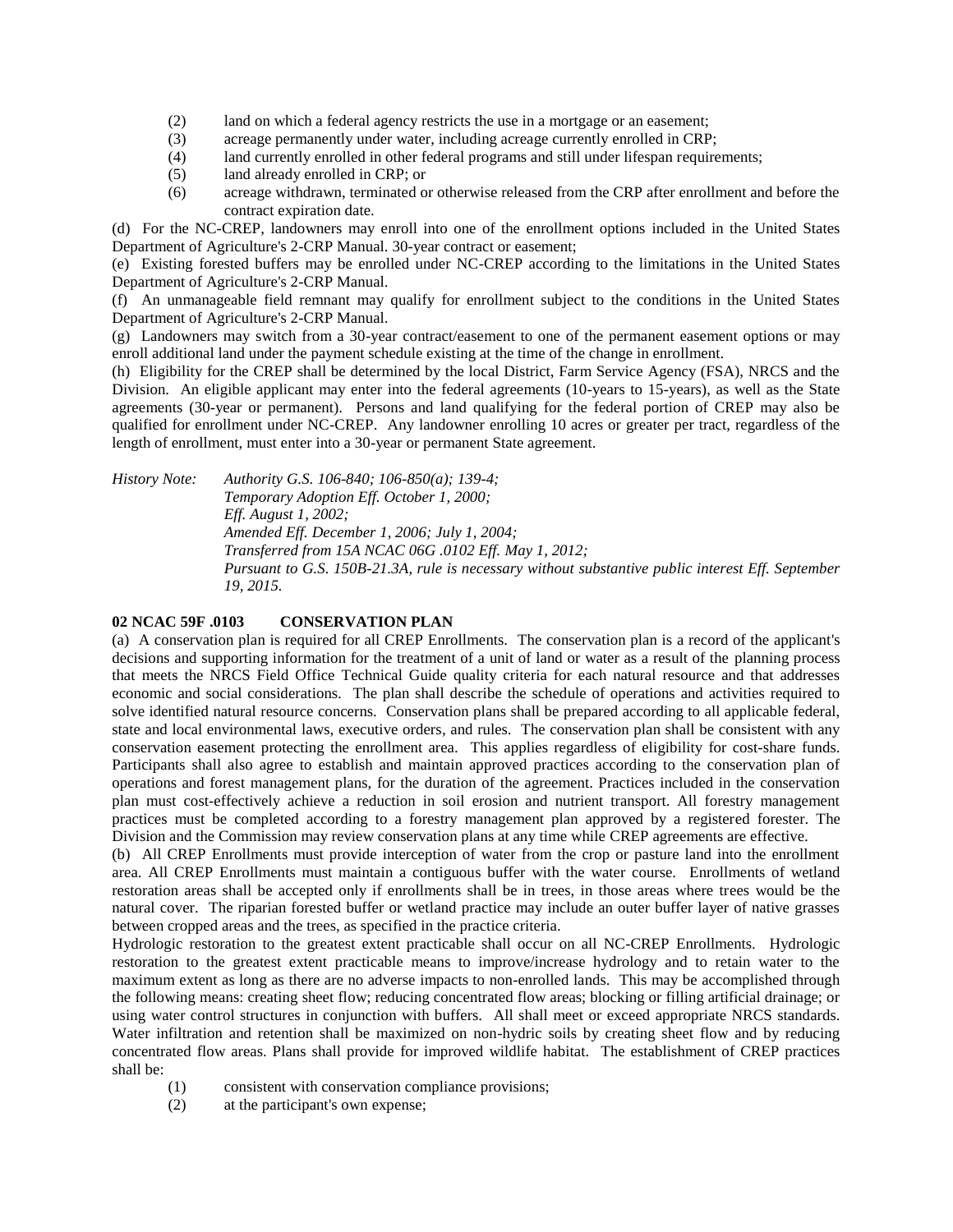(2) land on which a federal agency restricts the use in a mortgage or an easement;

(3) acreage permanently under water, including acreage currently enrolled in CRP;

(4) land currently enrolled in other federal programs and still under lifespan requirements;

(5) land already enrolled in CRP; or

(6) acreage withdrawn, terminated or otherwise released from the CRP after enrollment and before the contract expiration date.

(d) For the NC-CREP, landowners may enroll into one of the enrollment options included in the United States Department of Agriculture's 2-CRP Manual. 30-year contract or easement;

(e) Existing forested buffers may be enrolled under NC-CREP according to the limitations in the United States Department of Agriculture's 2-CRP Manual.

(f) An unmanageable field remnant may qualify for enrollment subject to the conditions in the United States Department of Agriculture's 2-CRP Manual.

(g) Landowners may switch from a 30-year contract/easement to one of the permanent easement options or may enroll additional land under the payment schedule existing at the time of the change in enrollment.

(h) Eligibility for the CREP shall be determined by the local District, Farm Service Agency (FSA), NRCS and the Division. An eligible applicant may enter into the federal agreements (10-years to 15-years), as well as the State agreements (30-year or permanent). Persons and land qualifying for the federal portion of CREP may also be qualified for enrollment under NC-CREP. Any landowner enrolling 10 acres or greater per tract, regardless of the length of enrollment, must enter into a 30-year or permanent State agreement.

*History Note: Authority G.S. 106-840; 106-850(a); 139-4;*
*Temporary Adoption Eff. October 1, 2000;*
*Eff. August 1, 2002;*
*Amended Eff. December 1, 2006; July 1, 2004;*
*Transferred from 15A NCAC 06G .0102 Eff. May 1, 2012;*
*Pursuant to G.S. 150B-21.3A, rule is necessary without substantive public interest Eff. September 19, 2015.*

**02 NCAC 59F .0103 CONSERVATION PLAN**

(a) A conservation plan is required for all CREP Enrollments. The conservation plan is a record of the applicant's decisions and supporting information for the treatment of a unit of land or water as a result of the planning process that meets the NRCS Field Office Technical Guide quality criteria for each natural resource and that addresses economic and social considerations. The plan shall describe the schedule of operations and activities required to solve identified natural resource concerns. Conservation plans shall be prepared according to all applicable federal, state and local environmental laws, executive orders, and rules. The conservation plan shall be consistent with any conservation easement protecting the enrollment area. This applies regardless of eligibility for cost-share funds. Participants shall also agree to establish and maintain approved practices according to the conservation plan of operations and forest management plans, for the duration of the agreement. Practices included in the conservation plan must cost-effectively achieve a reduction in soil erosion and nutrient transport. All forestry management practices must be completed according to a forestry management plan approved by a registered forester. The Division and the Commission may review conservation plans at any time while CREP agreements are effective.

(b) All CREP Enrollments must provide interception of water from the crop or pasture land into the enrollment area. All CREP Enrollments must maintain a contiguous buffer with the water course. Enrollments of wetland restoration areas shall be accepted only if enrollments shall be in trees, in those areas where trees would be the natural cover. The riparian forested buffer or wetland practice may include an outer buffer layer of native grasses between cropped areas and the trees, as specified in the practice criteria.

Hydrologic restoration to the greatest extent practicable shall occur on all NC-CREP Enrollments. Hydrologic restoration to the greatest extent practicable means to improve/increase hydrology and to retain water to the maximum extent as long as there are no adverse impacts to non-enrolled lands. This may be accomplished through the following means: creating sheet flow; reducing concentrated flow areas; blocking or filling artificial drainage; or using water control structures in conjunction with buffers. All shall meet or exceed appropriate NRCS standards. Water infiltration and retention shall be maximized on non-hydric soils by creating sheet flow and by reducing concentrated flow areas. Plans shall provide for improved wildlife habitat. The establishment of CREP practices shall be:

(1) consistent with conservation compliance provisions;

(2) at the participant's own expense;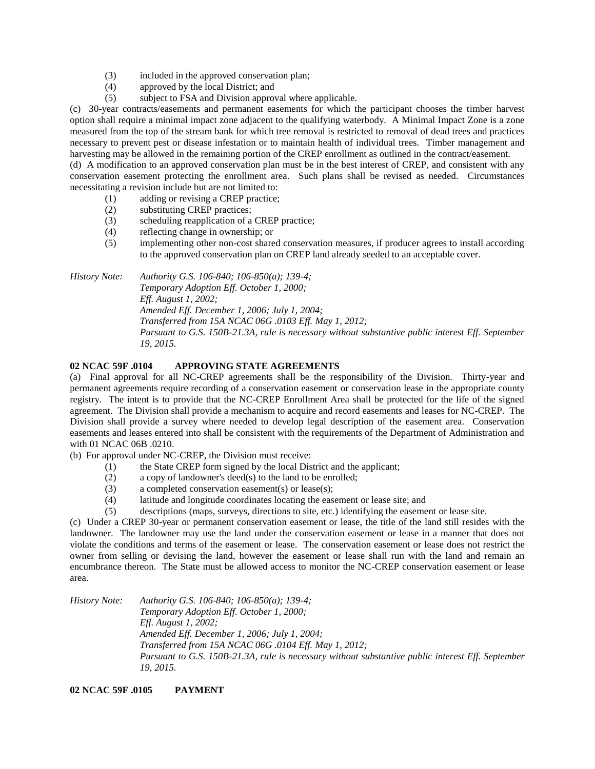(3) included in the approved conservation plan;
(4) approved by the local District; and
(5) subject to FSA and Division approval where applicable.

(c) 30-year contracts/easements and permanent easements for which the participant chooses the timber harvest option shall require a minimal impact zone adjacent to the qualifying waterbody. A Minimal Impact Zone is a zone measured from the top of the stream bank for which tree removal is restricted to removal of dead trees and practices necessary to prevent pest or disease infestation or to maintain health of individual trees. Timber management and harvesting may be allowed in the remaining portion of the CREP enrollment as outlined in the contract/easement.

(d) A modification to an approved conservation plan must be in the best interest of CREP, and consistent with any conservation easement protecting the enrollment area. Such plans shall be revised as needed. Circumstances necessitating a revision include but are not limited to:

(1) adding or revising a CREP practice;
(2) substituting CREP practices;
(3) scheduling reapplication of a CREP practice;
(4) reflecting change in ownership; or
(5) implementing other non-cost shared conservation measures, if producer agrees to install according to the approved conservation plan on CREP land already seeded to an acceptable cover.

*History Note: Authority G.S. 106-840; 106-850(a); 139-4;*
*Temporary Adoption Eff. October 1, 2000;*
*Eff. August 1, 2002;*
*Amended Eff. December 1, 2006; July 1, 2004;*
*Transferred from 15A NCAC 06G .0103 Eff. May 1, 2012;*
*Pursuant to G.S. 150B-21.3A, rule is necessary without substantive public interest Eff. September 19, 2015.*

**02 NCAC 59F .0104 APPROVING STATE AGREEMENTS**

(a) Final approval for all NC-CREP agreements shall be the responsibility of the Division. Thirty-year and permanent agreements require recording of a conservation easement or conservation lease in the appropriate county registry. The intent is to provide that the NC-CREP Enrollment Area shall be protected for the life of the signed agreement. The Division shall provide a mechanism to acquire and record easements and leases for NC-CREP. The Division shall provide a survey where needed to develop legal description of the easement area. Conservation easements and leases entered into shall be consistent with the requirements of the Department of Administration and with 01 NCAC 06B .0210.

(b) For approval under NC-CREP, the Division must receive:

(1) the State CREP form signed by the local District and the applicant;
(2) a copy of landowner's deed(s) to the land to be enrolled;
(3) a completed conservation easement(s) or lease(s);
(4) latitude and longitude coordinates locating the easement or lease site; and
(5) descriptions (maps, surveys, directions to site, etc.) identifying the easement or lease site.

(c) Under a CREP 30-year or permanent conservation easement or lease, the title of the land still resides with the landowner. The landowner may use the land under the conservation easement or lease in a manner that does not violate the conditions and terms of the easement or lease. The conservation easement or lease does not restrict the owner from selling or devising the land, however the easement or lease shall run with the land and remain an encumbrance thereon. The State must be allowed access to monitor the NC-CREP conservation easement or lease area.

*History Note: Authority G.S. 106-840; 106-850(a); 139-4;*
*Temporary Adoption Eff. October 1, 2000;*
*Eff. August 1, 2002;*
*Amended Eff. December 1, 2006; July 1, 2004;*
*Transferred from 15A NCAC 06G .0104 Eff. May 1, 2012;*
*Pursuant to G.S. 150B-21.3A, rule is necessary without substantive public interest Eff. September 19, 2015.*

**02 NCAC 59F .0105 PAYMENT**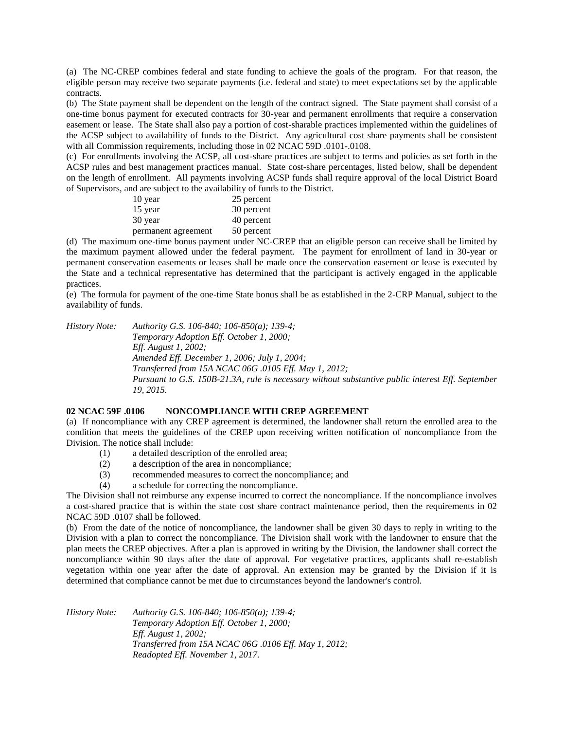(a) The NC-CREP combines federal and state funding to achieve the goals of the program. For that reason, the eligible person may receive two separate payments (i.e. federal and state) to meet expectations set by the applicable contracts.

(b) The State payment shall be dependent on the length of the contract signed. The State payment shall consist of a one-time bonus payment for executed contracts for 30-year and permanent enrollments that require a conservation easement or lease. The State shall also pay a portion of cost-sharable practices implemented within the guidelines of the ACSP subject to availability of funds to the District. Any agricultural cost share payments shall be consistent with all Commission requirements, including those in 02 NCAC 59D .0101-.0108.

(c) For enrollments involving the ACSP, all cost-share practices are subject to terms and policies as set forth in the ACSP rules and best management practices manual. State cost-share percentages, listed below, shall be dependent on the length of enrollment. All payments involving ACSP funds shall require approval of the local District Board of Supervisors, and are subject to the availability of funds to the District.

| | |
|---|---|
| 10 year | 25 percent |
| 15 year | 30 percent |
| 30 year | 40 percent |
| permanent agreement | 50 percent |

(d) The maximum one-time bonus payment under NC-CREP that an eligible person can receive shall be limited by the maximum payment allowed under the federal payment. The payment for enrollment of land in 30-year or permanent conservation easements or leases shall be made once the conservation easement or lease is executed by the State and a technical representative has determined that the participant is actively engaged in the applicable practices.

(e) The formula for payment of the one-time State bonus shall be as established in the 2-CRP Manual, subject to the availability of funds.

*History Note: Authority G.S. 106-840; 106-850(a); 139-4;*
*Temporary Adoption Eff. October 1, 2000;*
*Eff. August 1, 2002;*
*Amended Eff. December 1, 2006; July 1, 2004;*
*Transferred from 15A NCAC 06G .0105 Eff. May 1, 2012;*
*Pursuant to G.S. 150B-21.3A, rule is necessary without substantive public interest Eff. September 19, 2015.*

**02 NCAC 59F .0106 NONCOMPLIANCE WITH CREP AGREEMENT**

(a) If noncompliance with any CREP agreement is determined, the landowner shall return the enrolled area to the condition that meets the guidelines of the CREP upon receiving written notification of noncompliance from the Division. The notice shall include:

(1) a detailed description of the enrolled area;
(2) a description of the area in noncompliance;
(3) recommended measures to correct the noncompliance; and
(4) a schedule for correcting the noncompliance.

The Division shall not reimburse any expense incurred to correct the noncompliance. If the noncompliance involves a cost-shared practice that is within the state cost share contract maintenance period, then the requirements in 02 NCAC 59D .0107 shall be followed.

(b) From the date of the notice of noncompliance, the landowner shall be given 30 days to reply in writing to the Division with a plan to correct the noncompliance. The Division shall work with the landowner to ensure that the plan meets the CREP objectives. After a plan is approved in writing by the Division, the landowner shall correct the noncompliance within 90 days after the date of approval. For vegetative practices, applicants shall re-establish vegetation within one year after the date of approval. An extension may be granted by the Division if it is determined that compliance cannot be met due to circumstances beyond the landowner's control.

*History Note: Authority G.S. 106-840; 106-850(a); 139-4;*
*Temporary Adoption Eff. October 1, 2000;*
*Eff. August 1, 2002;*
*Transferred from 15A NCAC 06G .0106 Eff. May 1, 2012;*
*Readopted Eff. November 1, 2017.*